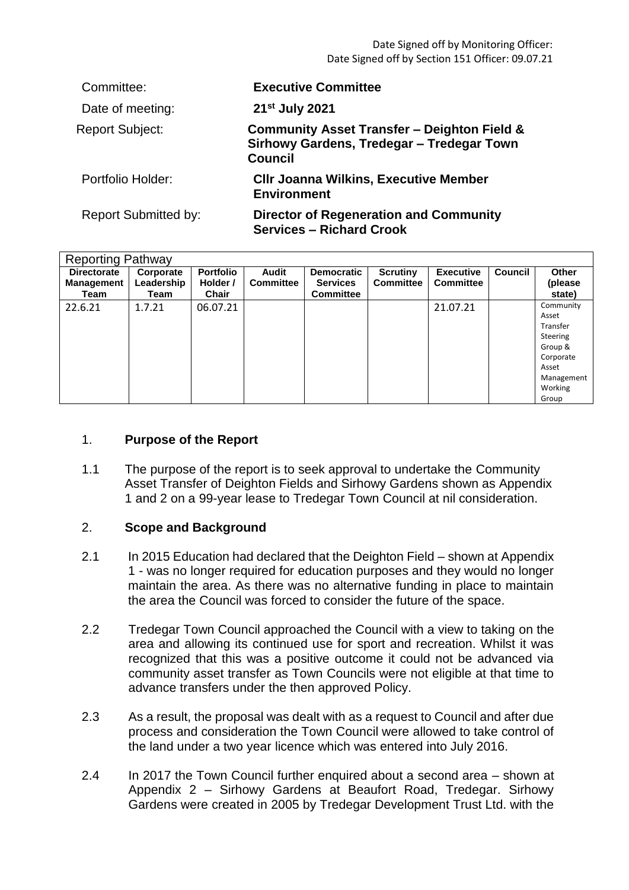Date Signed off by Monitoring Officer:
Date Signed off by Section 151 Officer: 09.07.21

| | |
|---|---|
| Committee: | **Executive Committee** |
| Date of meeting: | **21st July 2021** |
| Report Subject: | **Community Asset Transfer – Deighton Field & Sirhowy Gardens, Tredegar – Tredegar Town Council** |
| Portfolio Holder: | **Cllr Joanna Wilkins, Executive Member Environment** |
| Report Submitted by: | **Director of Regeneration and Community Services – Richard Crook** |

| Reporting Pathway | | | | | | | | |
|---|---|---|---|---|---|---|---|---|
| **Directorate Management Team** | **Corporate Leadership Team** | **Portfolio Holder / Chair** | **Audit Committee** | **Democratic Services Committee** | **Scrutiny Committee** | **Executive Committee** | **Council** | **Other (please state)** |
| 22.6.21 | 1.7.21 | 06.07.21 | | | | 21.07.21 | | Community Asset Transfer Steering Group & Corporate Asset Management Working Group |

## 1. Purpose of the Report

1.1 The purpose of the report is to seek approval to undertake the Community Asset Transfer of Deighton Fields and Sirhowy Gardens shown as Appendix 1 and 2 on a 99-year lease to Tredegar Town Council at nil consideration.

## 2. Scope and Background

2.1 In 2015 Education had declared that the Deighton Field – shown at Appendix 1 - was no longer required for education purposes and they would no longer maintain the area. As there was no alternative funding in place to maintain the area the Council was forced to consider the future of the space.

2.2 Tredegar Town Council approached the Council with a view to taking on the area and allowing its continued use for sport and recreation. Whilst it was recognized that this was a positive outcome it could not be advanced via community asset transfer as Town Councils were not eligible at that time to advance transfers under the then approved Policy.

2.3 As a result, the proposal was dealt with as a request to Council and after due process and consideration the Town Council were allowed to take control of the land under a two year licence which was entered into July 2016.

2.4 In 2017 the Town Council further enquired about a second area – shown at Appendix 2 – Sirhowy Gardens at Beaufort Road, Tredegar. Sirhowy Gardens were created in 2005 by Tredegar Development Trust Ltd. with the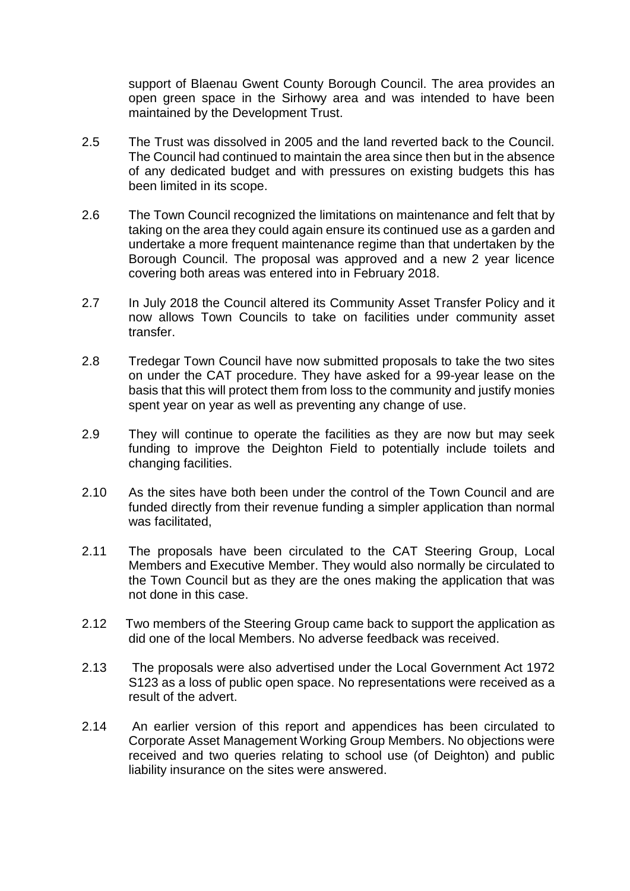support of Blaenau Gwent County Borough Council. The area provides an open green space in the Sirhowy area and was intended to have been maintained by the Development Trust.

2.5 The Trust was dissolved in 2005 and the land reverted back to the Council. The Council had continued to maintain the area since then but in the absence of any dedicated budget and with pressures on existing budgets this has been limited in its scope.

2.6 The Town Council recognized the limitations on maintenance and felt that by taking on the area they could again ensure its continued use as a garden and undertake a more frequent maintenance regime than that undertaken by the Borough Council. The proposal was approved and a new 2 year licence covering both areas was entered into in February 2018.

2.7 In July 2018 the Council altered its Community Asset Transfer Policy and it now allows Town Councils to take on facilities under community asset transfer.

2.8 Tredegar Town Council have now submitted proposals to take the two sites on under the CAT procedure. They have asked for a 99-year lease on the basis that this will protect them from loss to the community and justify monies spent year on year as well as preventing any change of use.

2.9 They will continue to operate the facilities as they are now but may seek funding to improve the Deighton Field to potentially include toilets and changing facilities.

2.10 As the sites have both been under the control of the Town Council and are funded directly from their revenue funding a simpler application than normal was facilitated,

2.11 The proposals have been circulated to the CAT Steering Group, Local Members and Executive Member. They would also normally be circulated to the Town Council but as they are the ones making the application that was not done in this case.

2.12 Two members of the Steering Group came back to support the application as did one of the local Members. No adverse feedback was received.

2.13 The proposals were also advertised under the Local Government Act 1972 S123 as a loss of public open space. No representations were received as a result of the advert.

2.14 An earlier version of this report and appendices has been circulated to Corporate Asset Management Working Group Members. No objections were received and two queries relating to school use (of Deighton) and public liability insurance on the sites were answered.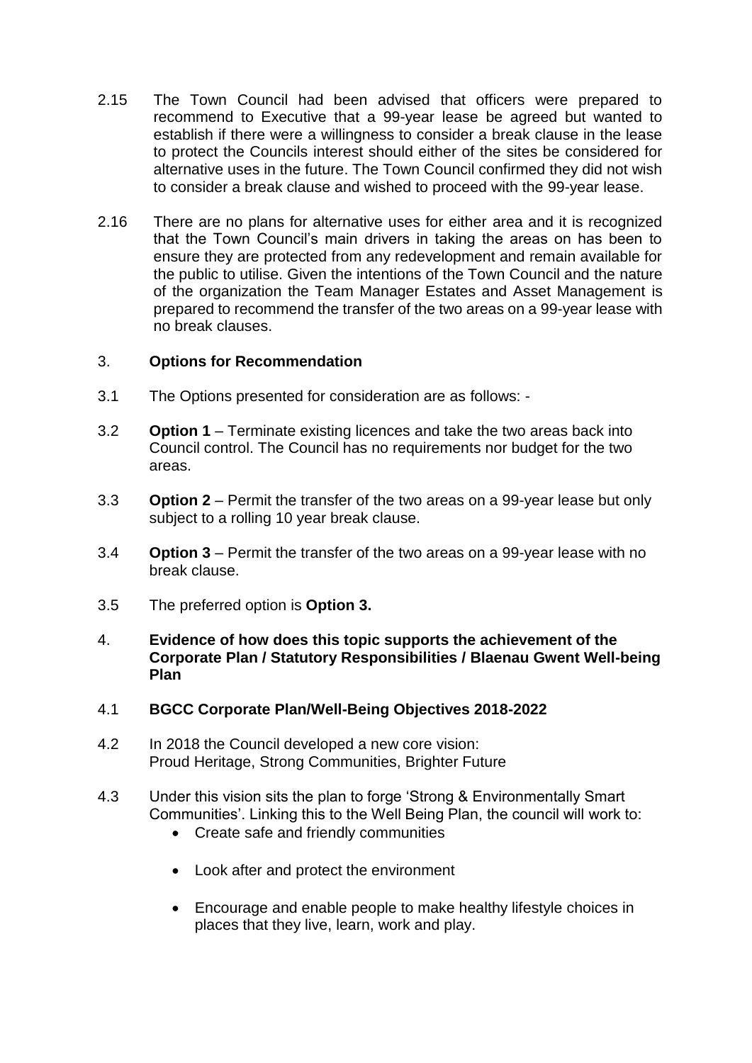2.15 The Town Council had been advised that officers were prepared to recommend to Executive that a 99-year lease be agreed but wanted to establish if there were a willingness to consider a break clause in the lease to protect the Councils interest should either of the sites be considered for alternative uses in the future. The Town Council confirmed they did not wish to consider a break clause and wished to proceed with the 99-year lease.

2.16 There are no plans for alternative uses for either area and it is recognized that the Town Council's main drivers in taking the areas on has been to ensure they are protected from any redevelopment and remain available for the public to utilise. Given the intentions of the Town Council and the nature of the organization the Team Manager Estates and Asset Management is prepared to recommend the transfer of the two areas on a 99-year lease with no break clauses.

## 3. **Options for Recommendation**

3.1 The Options presented for consideration are as follows: -

3.2 **Option 1** – Terminate existing licences and take the two areas back into Council control. The Council has no requirements nor budget for the two areas.

3.3 **Option 2** – Permit the transfer of the two areas on a 99-year lease but only subject to a rolling 10 year break clause.

3.4 **Option 3** – Permit the transfer of the two areas on a 99-year lease with no break clause.

3.5 The preferred option is **Option 3.**

## 4. **Evidence of how does this topic supports the achievement of the Corporate Plan / Statutory Responsibilities / Blaenau Gwent Well-being Plan**

4.1 **BGCC Corporate Plan/Well-Being Objectives 2018-2022**

4.2 In 2018 the Council developed a new core vision:
Proud Heritage, Strong Communities, Brighter Future

4.3 Under this vision sits the plan to forge 'Strong & Environmentally Smart Communities'. Linking this to the Well Being Plan, the council will work to:

- Create safe and friendly communities
- Look after and protect the environment
- Encourage and enable people to make healthy lifestyle choices in places that they live, learn, work and play.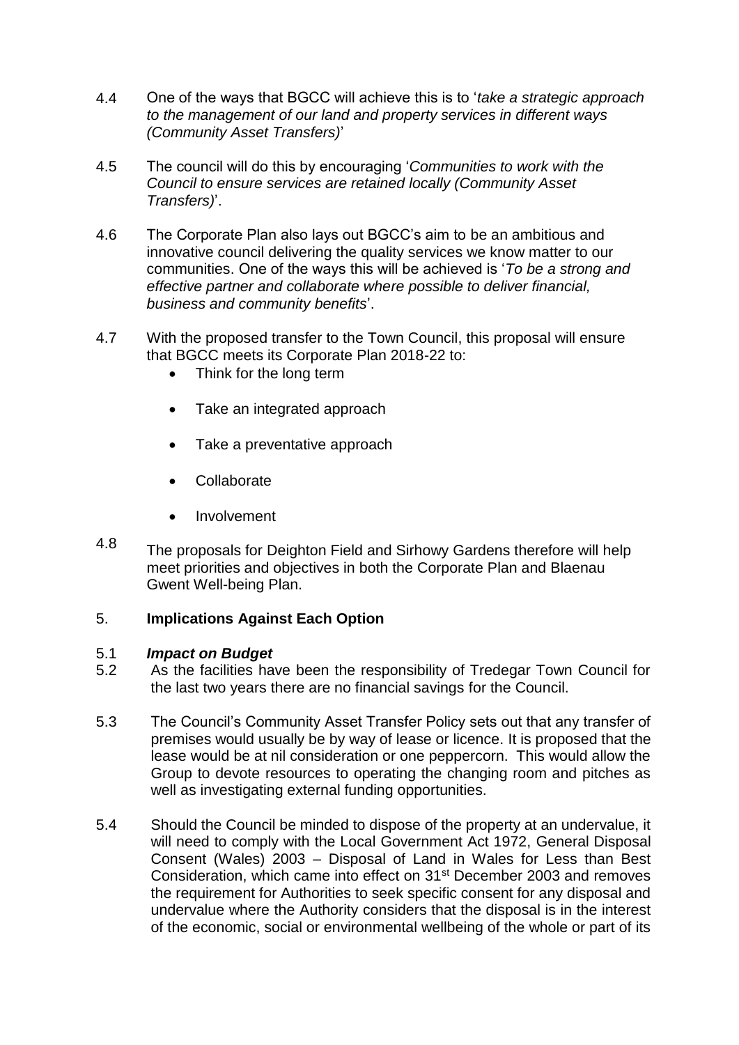4.4 One of the ways that BGCC will achieve this is to '*take a strategic approach to the management of our land and property services in different ways (Community Asset Transfers)*'

4.5 The council will do this by encouraging '*Communities to work with the Council to ensure services are retained locally (Community Asset Transfers)*'.

4.6 The Corporate Plan also lays out BGCC's aim to be an ambitious and innovative council delivering the quality services we know matter to our communities. One of the ways this will be achieved is '*To be a strong and effective partner and collaborate where possible to deliver financial, business and community benefits*'.

4.7 With the proposed transfer to the Town Council, this proposal will ensure that BGCC meets its Corporate Plan 2018-22 to:

- Think for the long term
- Take an integrated approach
- Take a preventative approach
- Collaborate
- Involvement

4.8 The proposals for Deighton Field and Sirhowy Gardens therefore will help meet priorities and objectives in both the Corporate Plan and Blaenau Gwent Well-being Plan.

## 5. **Implications Against Each Option**

5.1 ***Impact on Budget***

5.2 As the facilities have been the responsibility of Tredegar Town Council for the last two years there are no financial savings for the Council.

5.3 The Council's Community Asset Transfer Policy sets out that any transfer of premises would usually be by way of lease or licence. It is proposed that the lease would be at nil consideration or one peppercorn. This would allow the Group to devote resources to operating the changing room and pitches as well as investigating external funding opportunities.

5.4 Should the Council be minded to dispose of the property at an undervalue, it will need to comply with the Local Government Act 1972, General Disposal Consent (Wales) 2003 – Disposal of Land in Wales for Less than Best Consideration, which came into effect on 31st December 2003 and removes the requirement for Authorities to seek specific consent for any disposal and undervalue where the Authority considers that the disposal is in the interest of the economic, social or environmental wellbeing of the whole or part of its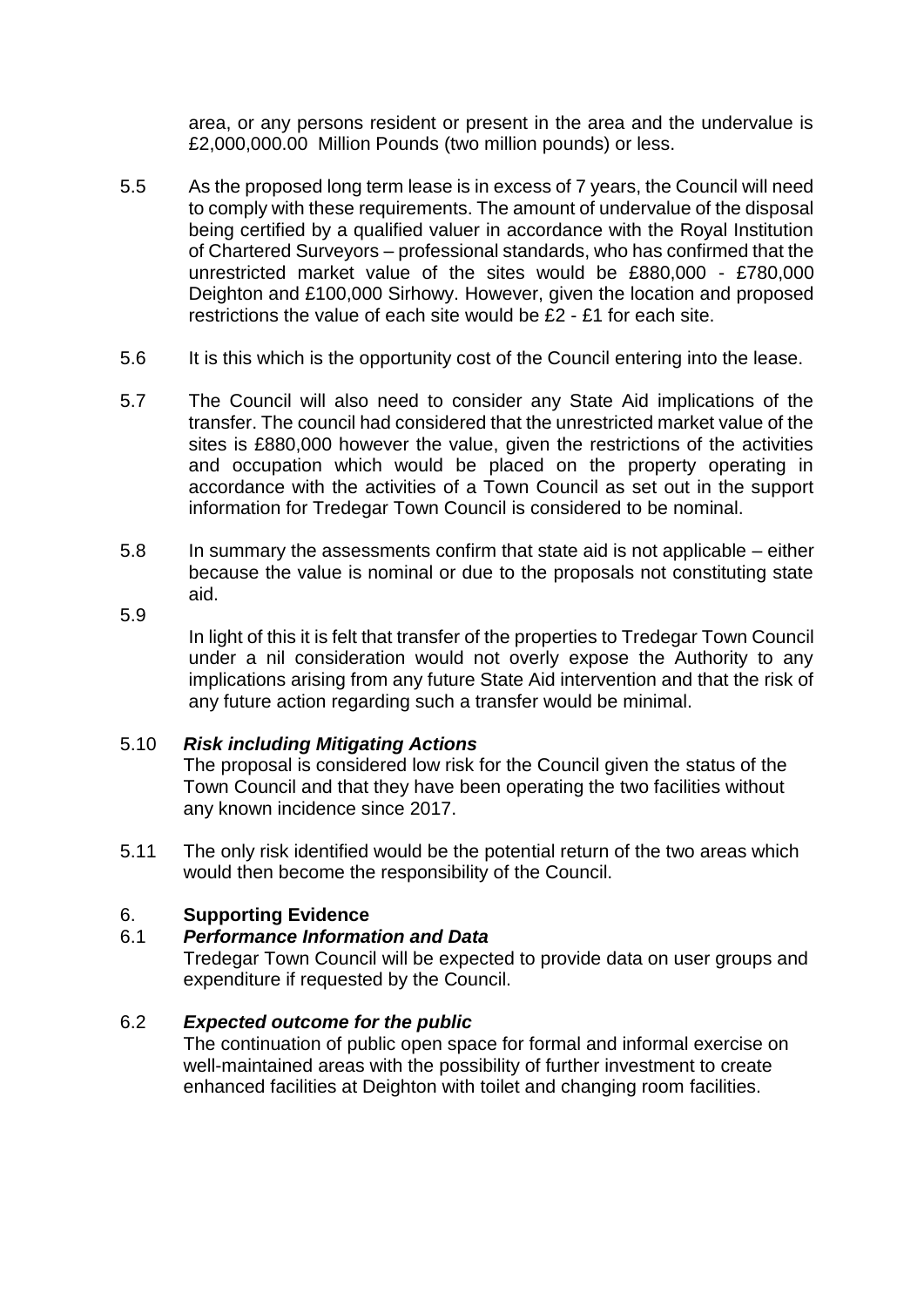area, or any persons resident or present in the area and the undervalue is £2,000,000.00 Million Pounds (two million pounds) or less.

5.5 As the proposed long term lease is in excess of 7 years, the Council will need to comply with these requirements. The amount of undervalue of the disposal being certified by a qualified valuer in accordance with the Royal Institution of Chartered Surveyors – professional standards, who has confirmed that the unrestricted market value of the sites would be £880,000 - £780,000 Deighton and £100,000 Sirhowy. However, given the location and proposed restrictions the value of each site would be £2 - £1 for each site.

5.6 It is this which is the opportunity cost of the Council entering into the lease.

5.7 The Council will also need to consider any State Aid implications of the transfer. The council had considered that the unrestricted market value of the sites is £880,000 however the value, given the restrictions of the activities and occupation which would be placed on the property operating in accordance with the activities of a Town Council as set out in the support information for Tredegar Town Council is considered to be nominal.

5.8 In summary the assessments confirm that state aid is not applicable – either because the value is nominal or due to the proposals not constituting state aid.

5.9 In light of this it is felt that transfer of the properties to Tredegar Town Council under a nil consideration would not overly expose the Authority to any implications arising from any future State Aid intervention and that the risk of any future action regarding such a transfer would be minimal.

5.10 ***Risk including Mitigating Actions***
The proposal is considered low risk for the Council given the status of the Town Council and that they have been operating the two facilities without any known incidence since 2017.

5.11 The only risk identified would be the potential return of the two areas which would then become the responsibility of the Council.

## 6. Supporting Evidence

### 6.1 *Performance Information and Data*

Tredegar Town Council will be expected to provide data on user groups and expenditure if requested by the Council.

### 6.2 *Expected outcome for the public*

The continuation of public open space for formal and informal exercise on well-maintained areas with the possibility of further investment to create enhanced facilities at Deighton with toilet and changing room facilities.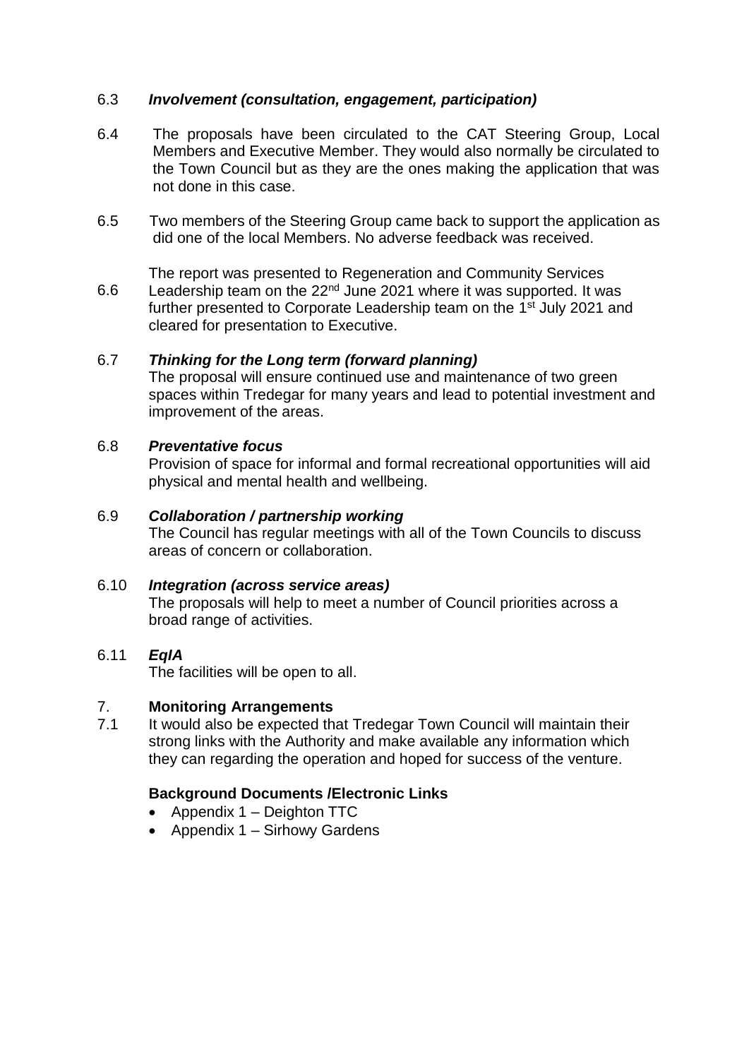6.3 ***Involvement (consultation, engagement, participation)***

6.4 The proposals have been circulated to the CAT Steering Group, Local Members and Executive Member. They would also normally be circulated to the Town Council but as they are the ones making the application that was not done in this case.

6.5 Two members of the Steering Group came back to support the application as did one of the local Members. No adverse feedback was received.

6.6 The report was presented to Regeneration and Community Services Leadership team on the 22nd June 2021 where it was supported. It was further presented to Corporate Leadership team on the 1st July 2021 and cleared for presentation to Executive.

6.7 ***Thinking for the Long term (forward planning)***
The proposal will ensure continued use and maintenance of two green spaces within Tredegar for many years and lead to potential investment and improvement of the areas.

6.8 ***Preventative focus***
Provision of space for informal and formal recreational opportunities will aid physical and mental health and wellbeing.

6.9 ***Collaboration / partnership working***
The Council has regular meetings with all of the Town Councils to discuss areas of concern or collaboration.

6.10 ***Integration (across service areas)***
The proposals will help to meet a number of Council priorities across a broad range of activities.

6.11 ***EqIA***
The facilities will be open to all.

## 7. Monitoring Arrangements

7.1 It would also be expected that Tredegar Town Council will maintain their strong links with the Authority and make available any information which they can regarding the operation and hoped for success of the venture.

### Background Documents /Electronic Links

- Appendix 1 – Deighton TTC
- Appendix 1 – Sirhowy Gardens